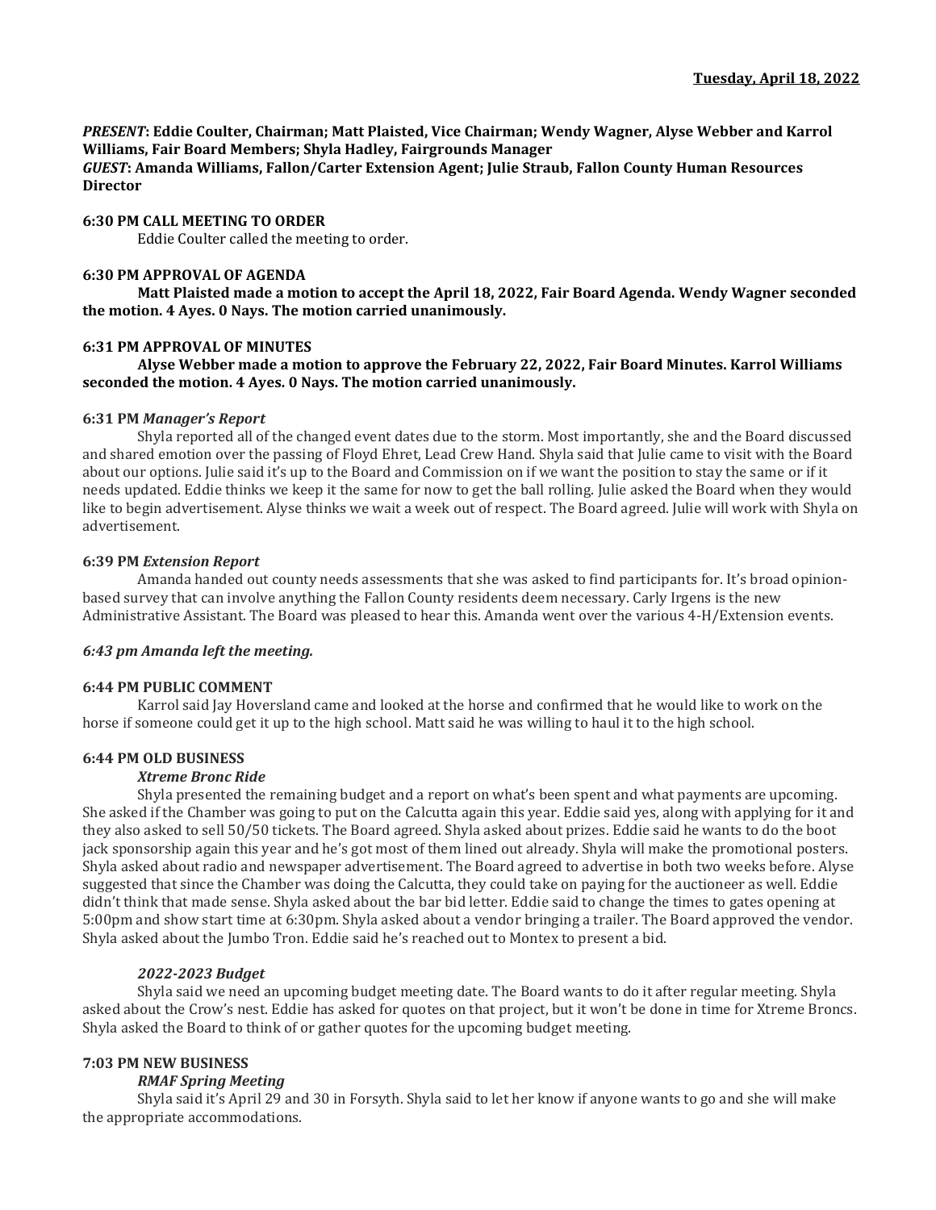**Tuesday, April 18, 2022**

***PRESENT*: Eddie Coulter, Chairman; Matt Plaisted, Vice Chairman; Wendy Wagner, Alyse Webber and Karrol Williams, Fair Board Members; Shyla Hadley, Fairgrounds Manager**
***GUEST*: Amanda Williams, Fallon/Carter Extension Agent; Julie Straub, Fallon County Human Resources Director**

**6:30 PM CALL MEETING TO ORDER**

Eddie Coulter called the meeting to order.

**6:30 PM APPROVAL OF AGENDA**

**Matt Plaisted made a motion to accept the April 18, 2022, Fair Board Agenda. Wendy Wagner seconded the motion. 4 Ayes. 0 Nays. The motion carried unanimously.**

**6:31 PM APPROVAL OF MINUTES**

**Alyse Webber made a motion to approve the February 22, 2022, Fair Board Minutes. Karrol Williams seconded the motion. 4 Ayes. 0 Nays. The motion carried unanimously.**

**6:31 PM *Manager's Report***

Shyla reported all of the changed event dates due to the storm. Most importantly, she and the Board discussed and shared emotion over the passing of Floyd Ehret, Lead Crew Hand. Shyla said that Julie came to visit with the Board about our options. Julie said it's up to the Board and Commission on if we want the position to stay the same or if it needs updated. Eddie thinks we keep it the same for now to get the ball rolling. Julie asked the Board when they would like to begin advertisement. Alyse thinks we wait a week out of respect. The Board agreed. Julie will work with Shyla on advertisement.

**6:39 PM *Extension Report***

Amanda handed out county needs assessments that she was asked to find participants for. It's broad opinion-based survey that can involve anything the Fallon County residents deem necessary. Carly Irgens is the new Administrative Assistant. The Board was pleased to hear this. Amanda went over the various 4-H/Extension events.

***6:43 pm Amanda left the meeting.***

**6:44 PM PUBLIC COMMENT**

Karrol said Jay Hoversland came and looked at the horse and confirmed that he would like to work on the horse if someone could get it up to the high school. Matt said he was willing to haul it to the high school.

**6:44 PM OLD BUSINESS**

***Xtreme Bronc Ride***

Shyla presented the remaining budget and a report on what's been spent and what payments are upcoming. She asked if the Chamber was going to put on the Calcutta again this year. Eddie said yes, along with applying for it and they also asked to sell 50/50 tickets. The Board agreed. Shyla asked about prizes. Eddie said he wants to do the boot jack sponsorship again this year and he's got most of them lined out already. Shyla will make the promotional posters. Shyla asked about radio and newspaper advertisement. The Board agreed to advertise in both two weeks before. Alyse suggested that since the Chamber was doing the Calcutta, they could take on paying for the auctioneer as well. Eddie didn't think that made sense. Shyla asked about the bar bid letter. Eddie said to change the times to gates opening at 5:00pm and show start time at 6:30pm. Shyla asked about a vendor bringing a trailer. The Board approved the vendor. Shyla asked about the Jumbo Tron. Eddie said he's reached out to Montex to present a bid.

***2022-2023 Budget***

Shyla said we need an upcoming budget meeting date. The Board wants to do it after regular meeting. Shyla asked about the Crow's nest. Eddie has asked for quotes on that project, but it won't be done in time for Xtreme Broncs. Shyla asked the Board to think of or gather quotes for the upcoming budget meeting.

**7:03 PM NEW BUSINESS**

***RMAF Spring Meeting***

Shyla said it's April 29 and 30 in Forsyth. Shyla said to let her know if anyone wants to go and she will make the appropriate accommodations.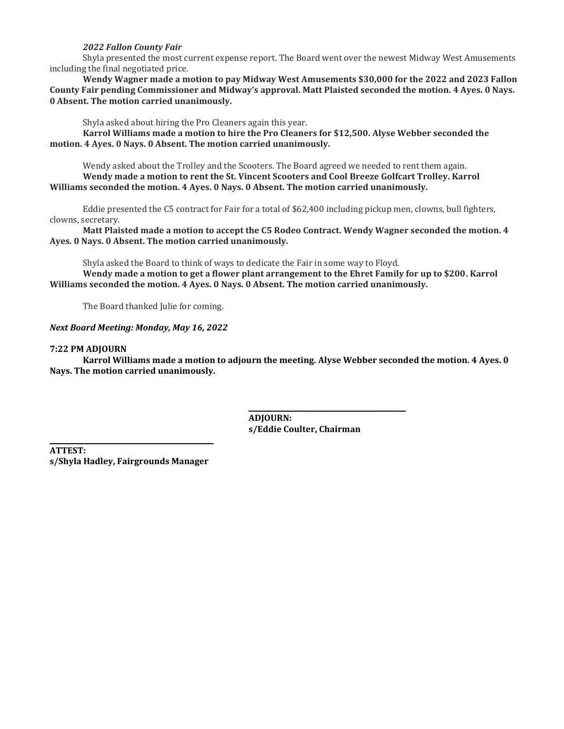*2022 Fallon County Fair*

Shyla presented the most current expense report. The Board went over the newest Midway West Amusements including the final negotiated price.

**Wendy Wagner made a motion to pay Midway West Amusements $30,000 for the 2022 and 2023 Fallon County Fair pending Commissioner and Midway's approval. Matt Plaisted seconded the motion. 4 Ayes. 0 Nays. 0 Absent. The motion carried unanimously.**

Shyla asked about hiring the Pro Cleaners again this year.

**Karrol Williams made a motion to hire the Pro Cleaners for $12,500. Alyse Webber seconded the motion. 4 Ayes. 0 Nays. 0 Absent. The motion carried unanimously.**

Wendy asked about the Trolley and the Scooters. The Board agreed we needed to rent them again.

**Wendy made a motion to rent the St. Vincent Scooters and Cool Breeze Golfcart Trolley. Karrol Williams seconded the motion. 4 Ayes. 0 Nays. 0 Absent. The motion carried unanimously.**

Eddie presented the C5 contract for Fair for a total of $62,400 including pickup men, clowns, bull fighters, clowns, secretary.

**Matt Plaisted made a motion to accept the C5 Rodeo Contract. Wendy Wagner seconded the motion. 4 Ayes. 0 Nays. 0 Absent. The motion carried unanimously.**

Shyla asked the Board to think of ways to dedicate the Fair in some way to Floyd.

**Wendy made a motion to get a flower plant arrangement to the Ehret Family for up to $200. Karrol Williams seconded the motion. 4 Ayes. 0 Nays. 0 Absent. The motion carried unanimously.**

The Board thanked Julie for coming.

***Next Board Meeting: Monday, May 16, 2022***

**7:22 PM ADJOURN**

**Karrol Williams made a motion to adjourn the meeting. Alyse Webber seconded the motion. 4 Ayes. 0 Nays. The motion carried unanimously.**

**ADJOURN:**
**s/Eddie Coulter, Chairman**

**ATTEST:**
**s/Shyla Hadley, Fairgrounds Manager**